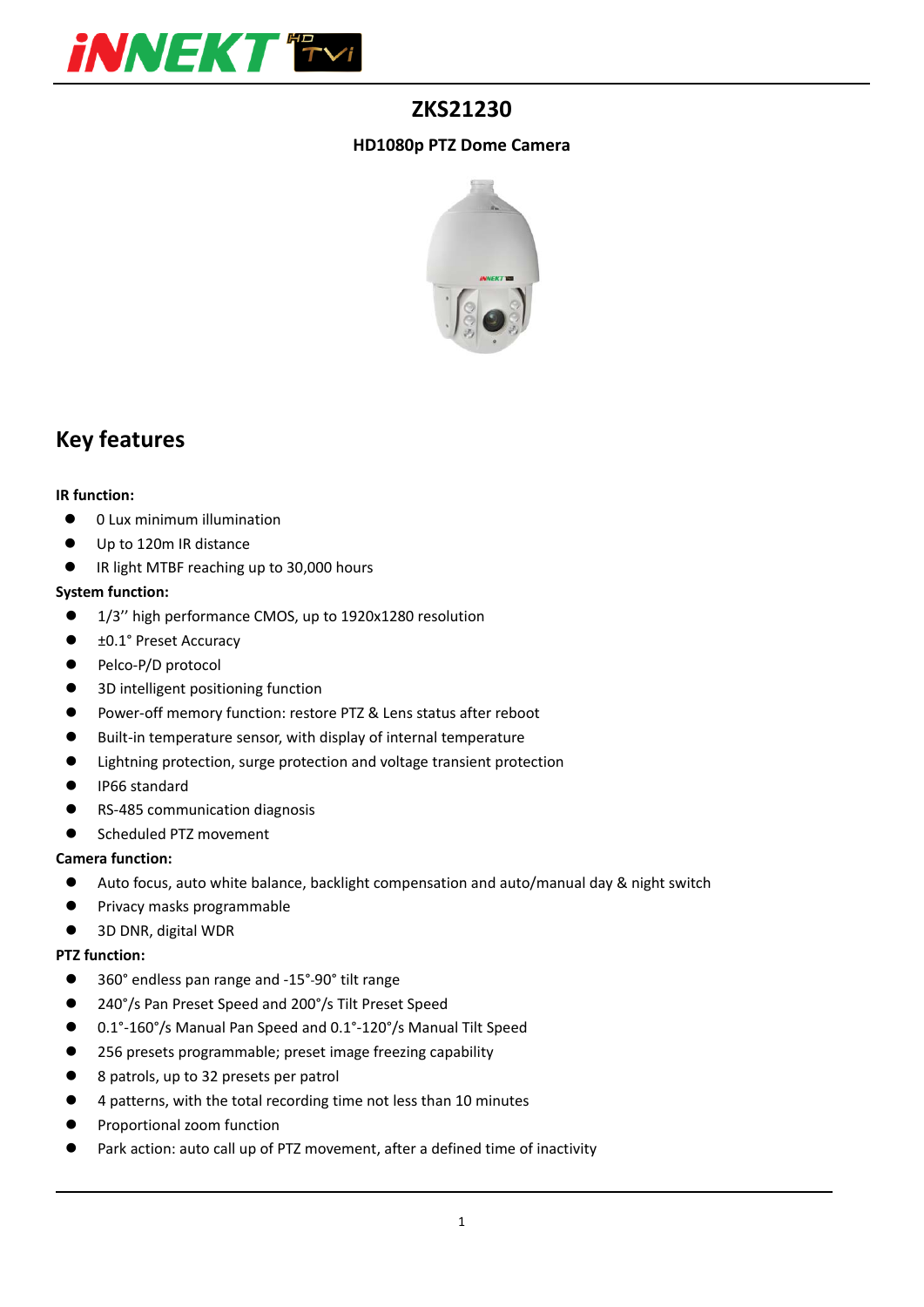# ZKS21230

### HD1080p PTZ Dome Camera

## Key features

**IR function:**

- 0 Lux minimum illumination
- Up to 120m IR distance
- IR light MTBF reaching up to 30,000 hours

**System function:**

- 1/3'' high performance CMOS, up to 1920x1280 resolution
- ±0.1° Preset Accuracy
- Pelco-P/D protocol
- 3D intelligent positioning function
- Power-off memory function: restore PTZ & Lens status after reboot
- Built-in temperature sensor, with display of internal temperature
- Lightning protection, surge protection and voltage transient protection
- IP66 standard
- RS-485 communication diagnosis
- Scheduled PTZ movement

**Camera function:**

- Auto focus, auto white balance, backlight compensation and auto/manual day & night switch
- Privacy masks programmable
- 3D DNR, digital WDR

**PTZ function:**

- 360° endless pan range and -15°-90° tilt range
- 240°/s Pan Preset Speed and 200°/s Tilt Preset Speed
- 0.1°-160°/s Manual Pan Speed and 0.1°-120°/s Manual Tilt Speed
- 256 presets programmable; preset image freezing capability
- 8 patrols, up to 32 presets per patrol
- 4 patterns, with the total recording time not less than 10 minutes
- Proportional zoom function
- Park action: auto call up of PTZ movement, after a defined time of inactivity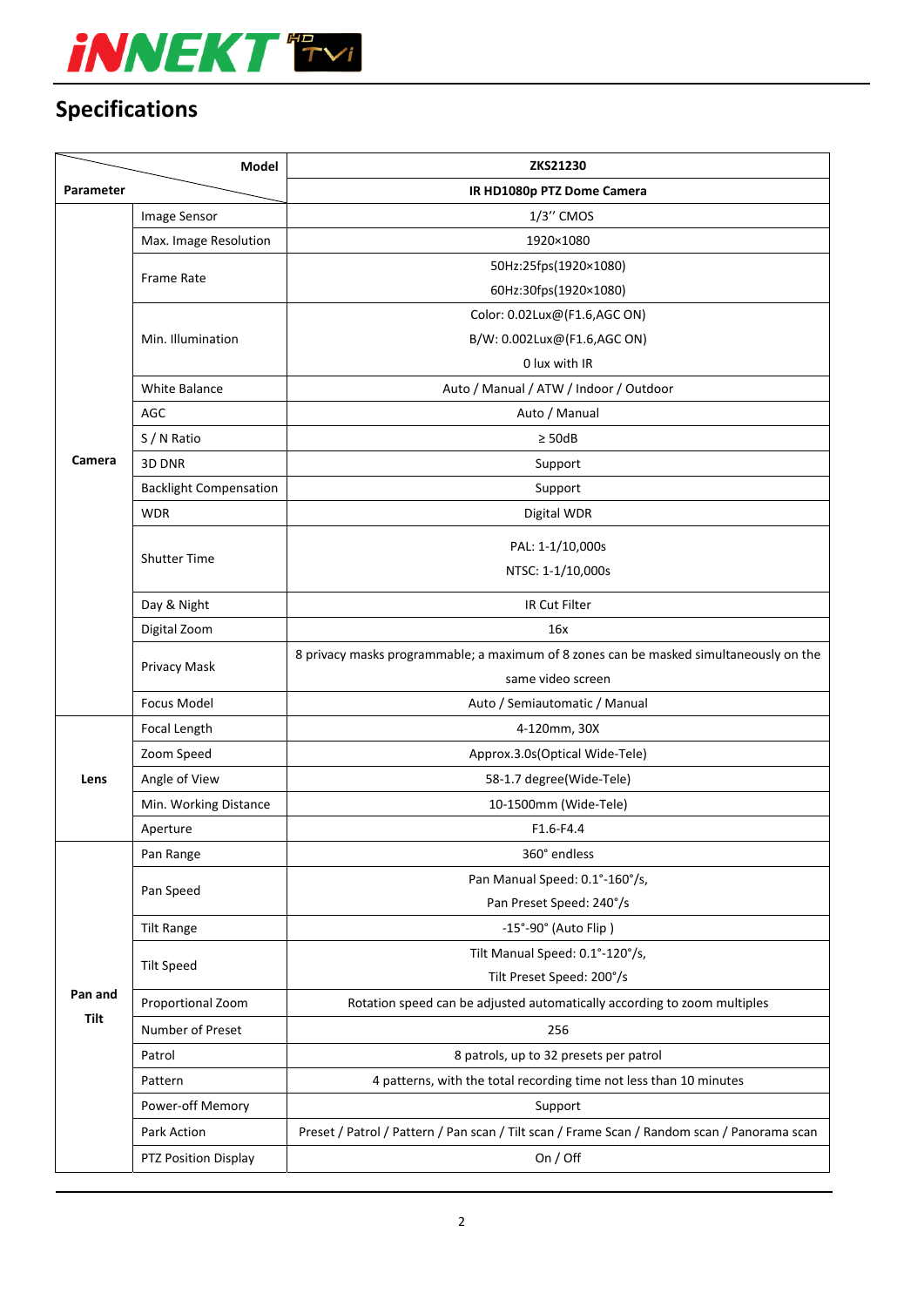## Specifications

| Parameter | Model | ZKS21230 |
|---|---|---|
| | | IR HD1080p PTZ Dome Camera |
| Camera | Image Sensor | 1/3'' CMOS |
| | Max. Image Resolution | 1920×1080 |
| | Frame Rate | 50Hz:25fps(1920×1080)<br>60Hz:30fps(1920×1080) |
| | Min. Illumination | Color: 0.02Lux@(F1.6,AGC ON)<br>B/W: 0.002Lux@(F1.6,AGC ON)<br>0 lux with IR |
| | White Balance | Auto / Manual / ATW / Indoor / Outdoor |
| | AGC | Auto / Manual |
| | S / N Ratio | ≥ 50dB |
| | 3D DNR | Support |
| | Backlight Compensation | Support |
| | WDR | Digital WDR |
| | Shutter Time | PAL: 1-1/10,000s<br>NTSC: 1-1/10,000s |
| | Day & Night | IR Cut Filter |
| | Digital Zoom | 16x |
| | Privacy Mask | 8 privacy masks programmable; a maximum of 8 zones can be masked simultaneously on the same video screen |
| | Focus Model | Auto / Semiautomatic / Manual |
| Lens | Focal Length | 4-120mm, 30X |
| | Zoom Speed | Approx.3.0s(Optical Wide-Tele) |
| | Angle of View | 58-1.7 degree(Wide-Tele) |
| | Min. Working Distance | 10-1500mm (Wide-Tele) |
| | Aperture | F1.6-F4.4 |
| Pan and Tilt | Pan Range | 360° endless |
| | Pan Speed | Pan Manual Speed: 0.1°-160°/s,<br>Pan Preset Speed: 240°/s |
| | Tilt Range | -15°-90° (Auto Flip ) |
| | Tilt Speed | Tilt Manual Speed: 0.1°-120°/s,<br>Tilt Preset Speed: 200°/s |
| | Proportional Zoom | Rotation speed can be adjusted automatically according to zoom multiples |
| | Number of Preset | 256 |
| | Patrol | 8 patrols, up to 32 presets per patrol |
| | Pattern | 4 patterns, with the total recording time not less than 10 minutes |
| | Power-off Memory | Support |
| | Park Action | Preset / Patrol / Pattern / Pan scan / Tilt scan / Frame Scan / Random scan / Panorama scan |
| | PTZ Position Display | On / Off |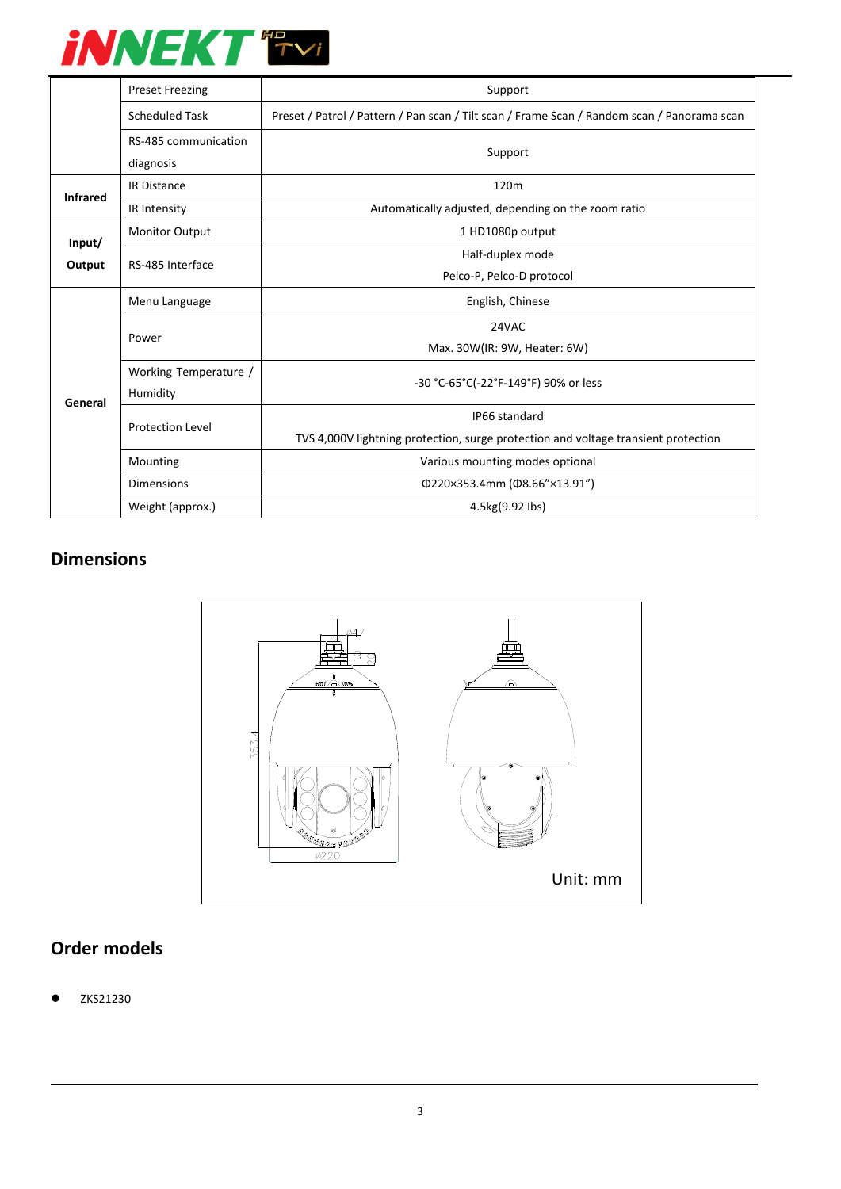| | | |
|---|---|---|
| | Preset Freezing | Support |
| | Scheduled Task | Preset / Patrol / Pattern / Pan scan / Tilt scan / Frame Scan / Random scan / Panorama scan |
| | RS-485 communication diagnosis | Support |
| **Infrared** | IR Distance | 120m |
| | IR Intensity | Automatically adjusted, depending on the zoom ratio |
| **Input/ Output** | Monitor Output | 1 HD1080p output |
| | RS-485 Interface | Half-duplex mode<br>Pelco-P, Pelco-D protocol |
| **General** | Menu Language | English, Chinese |
| | Power | 24VAC<br>Max. 30W(IR: 9W, Heater: 6W) |
| | Working Temperature / Humidity | -30 °C-65°C(-22°F-149°F) 90% or less |
| | Protection Level | IP66 standard<br>TVS 4,000V lightning protection, surge protection and voltage transient protection |
| | Mounting | Various mounting modes optional |
| | Dimensions | Φ220×353.4mm (Φ8.66"×13.91") |
| | Weight (approx.) | 4.5kg(9.92 lbs) |

## Dimensions

353.4

Φ220

Unit: mm

## Order models

- ZKS21230